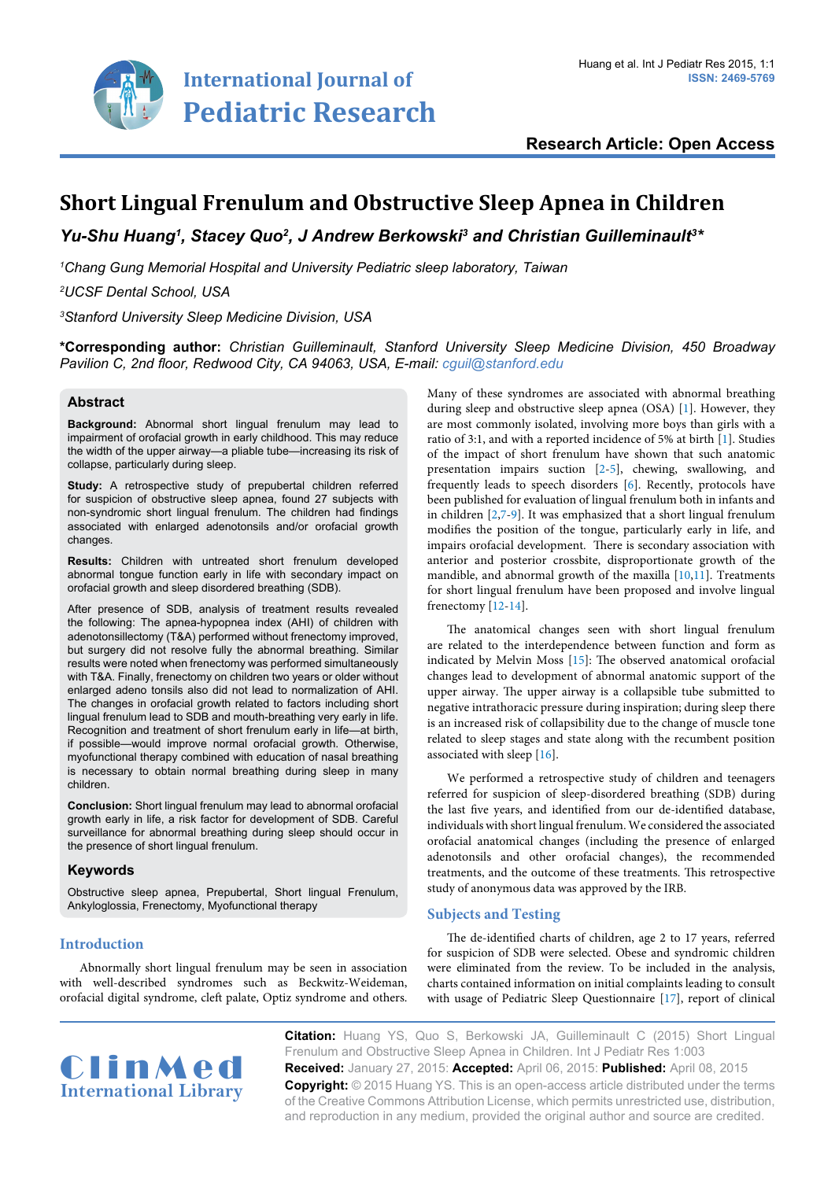# Short Lingual Frenulum and Obstructive Sleep Apnea in Children

***Yu-Shu Huang[1], Stacey Quo[2], J Andrew Berkowski[3] and Christian Guilleminault[3]****

[1]*Chang Gung Memorial Hospital and University Pediatric sleep laboratory, Taiwan*

[2]*UCSF Dental School, USA*

[3]*Stanford University Sleep Medicine Division, USA*

**\*Corresponding author:** *Christian Guilleminault, Stanford University Sleep Medicine Division, 450 Broadway Pavilion C, 2nd floor, Redwood City, CA 94063, USA, E-mail: cguil@stanford.edu*

## Abstract

**Background:** Abnormal short lingual frenulum may lead to impairment of orofacial growth in early childhood. This may reduce the width of the upper airway—a pliable tube—increasing its risk of collapse, particularly during sleep.

**Study:** A retrospective study of prepubertal children referred for suspicion of obstructive sleep apnea, found 27 subjects with non-syndromic short lingual frenulum. The children had findings associated with enlarged adenotonsils and/or orofacial growth changes.

**Results:** Children with untreated short frenulum developed abnormal tongue function early in life with secondary impact on orofacial growth and sleep disordered breathing (SDB).

After presence of SDB, analysis of treatment results revealed the following: The apnea-hypopnea index (AHI) of children with adenotonsillectomy (T&A) performed without frenectomy improved, but surgery did not resolve fully the abnormal breathing. Similar results were noted when frenectomy was performed simultaneously with T&A. Finally, frenectomy on children two years or older without enlarged adeno tonsils also did not lead to normalization of AHI. The changes in orofacial growth related to factors including short lingual frenulum lead to SDB and mouth-breathing very early in life. Recognition and treatment of short frenulum early in life—at birth, if possible—would improve normal orofacial growth. Otherwise, myofunctional therapy combined with education of nasal breathing is necessary to obtain normal breathing during sleep in many children.

**Conclusion:** Short lingual frenulum may lead to abnormal orofacial growth early in life, a risk factor for development of SDB. Careful surveillance for abnormal breathing during sleep should occur in the presence of short lingual frenulum.

### Keywords

Obstructive sleep apnea, Prepubertal, Short lingual Frenulum, Ankyloglossia, Frenectomy, Myofunctional therapy

## Introduction

Abnormally short lingual frenulum may be seen in association with well-described syndromes such as Beckwitz-Weideman, orofacial digital syndrome, cleft palate, Optiz syndrome and others. Many of these syndromes are associated with abnormal breathing during sleep and obstructive sleep apnea (OSA) [1]. However, they are most commonly isolated, involving more boys than girls with a ratio of 3:1, and with a reported incidence of 5% at birth [1]. Studies of the impact of short frenulum have shown that such anatomic presentation impairs suction [2-5], chewing, swallowing, and frequently leads to speech disorders [6]. Recently, protocols have been published for evaluation of lingual frenulum both in infants and in children [2,7-9]. It was emphasized that a short lingual frenulum modifies the position of the tongue, particularly early in life, and impairs orofacial development. There is secondary association with anterior and posterior crossbite, disproportionate growth of the mandible, and abnormal growth of the maxilla [10,11]. Treatments for short lingual frenulum have been proposed and involve lingual frenectomy [12-14].

The anatomical changes seen with short lingual frenulum are related to the interdependence between function and form as indicated by Melvin Moss [15]: The observed anatomical orofacial changes lead to development of abnormal anatomic support of the upper airway. The upper airway is a collapsible tube submitted to negative intrathoracic pressure during inspiration; during sleep there is an increased risk of collapsibility due to the change of muscle tone related to sleep stages and state along with the recumbent position associated with sleep [16].

We performed a retrospective study of children and teenagers referred for suspicion of sleep-disordered breathing (SDB) during the last five years, and identified from our de-identified database, individuals with short lingual frenulum. We considered the associated orofacial anatomical changes (including the presence of enlarged adenotonsils and other orofacial changes), the recommended treatments, and the outcome of these treatments. This retrospective study of anonymous data was approved by the IRB.

## Subjects and Testing

The de-identified charts of children, age 2 to 17 years, referred for suspicion of SDB were selected. Obese and syndromic children were eliminated from the review. To be included in the analysis, charts contained information on initial complaints leading to consult with usage of Pediatric Sleep Questionnaire [17], report of clinical

**Citation:** Huang YS, Quo S, Berkowski JA, Guilleminault C (2015) Short Lingual Frenulum and Obstructive Sleep Apnea in Children. Int J Pediatr Res 1:003

**Received:** January 27, 2015: **Accepted:** April 06, 2015: **Published:** April 08, 2015

**Copyright:** © 2015 Huang YS. This is an open-access article distributed under the terms of the Creative Commons Attribution License, which permits unrestricted use, distribution, and reproduction in any medium, provided the original author and source are credited.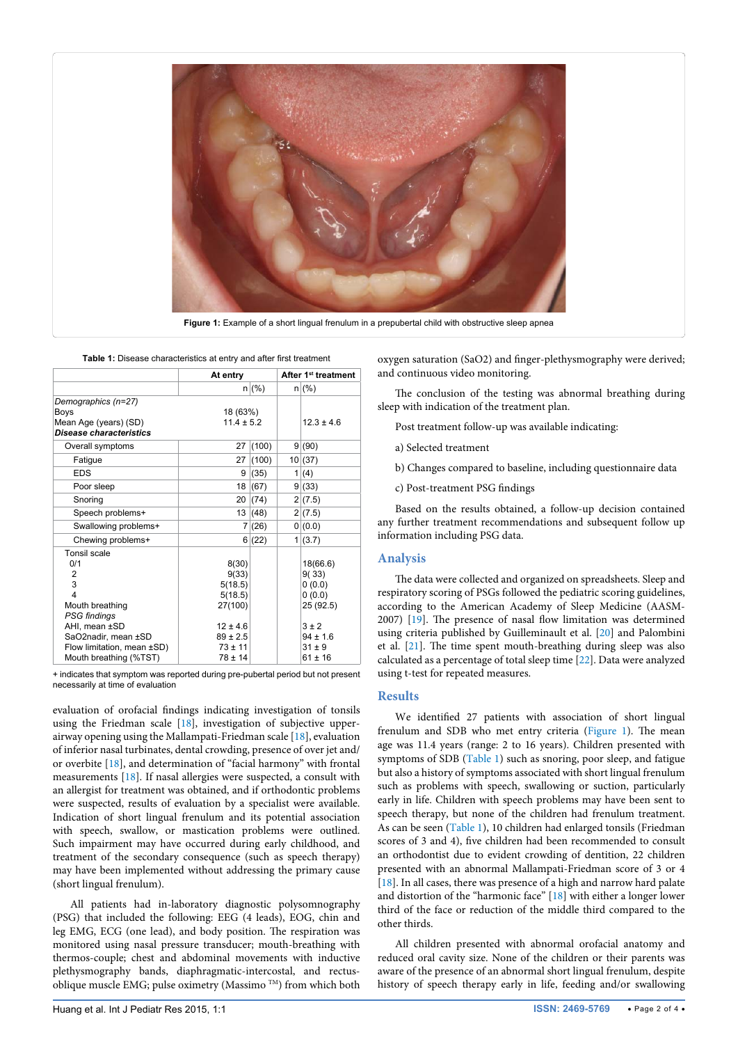Figure 1: Example of a short lingual frenulum in a prepubertal child with obstructive sleep apnea

Table 1: Disease characteristics at entry and after first treatment

| | At entry | | After 1st treatment | |
|---|---|---|---|---|
| | n | (%) | n | (%) |
| *Demographics (n=27)* | | | | |
| Boys | 18 (63%) | | | |
| Mean Age (years) (SD) | 11.4 ± 5.2 | | 12.3 ± 4.6 | |
| ***Disease characteristics*** | | | | |
| Overall symptoms | 27 | (100) | 9 | (90) |
| Fatigue | 27 | (100) | 10 | (37) |
| EDS | 9 | (35) | 1 | (4) |
| Poor sleep | 18 | (67) | 9 | (33) |
| Snoring | 20 | (74) | 2 | (7.5) |
| Speech problems+ | 13 | (48) | 2 | (7.5) |
| Swallowing problems+ | 7 | (26) | 0 | (0.0) |
| Chewing problems+ | 6 | (22) | 1 | (3.7) |
| Tonsil scale | | | | |
| 0/1 | 8(30) | | 18(66.6) | |
| 2 | 9(33) | | 9( 33) | |
| 3 | 5(18.5) | | 0 (0.0) | |
| 4 | 5(18.5) | | 0 (0.0) | |
| Mouth breathing | 27(100) | | 25 (92.5) | |
| *PSG findings* | | | | |
| AHI, mean ±SD | 12 ± 4.6 | | 3 ± 2 | |
| SaO2nadir, mean ±SD | 89 ± 2.5 | | 94 ± 1.6 | |
| Flow limitation, mean ±SD) | 73 ± 11 | | 31 ± 9 | |
| Mouth breathing (%TST) | 78 ± 14 | | 61 ± 16 | |

+ indicates that symptom was reported during pre-pubertal period but not present necessarily at time of evaluation

evaluation of orofacial findings indicating investigation of tonsils using the Friedman scale [18], investigation of subjective upper-airway opening using the Mallampati-Friedman scale [18], evaluation of inferior nasal turbinates, dental crowding, presence of over jet and/or overbite [18], and determination of "facial harmony" with frontal measurements [18]. If nasal allergies were suspected, a consult with an allergist for treatment was obtained, and if orthodontic problems were suspected, results of evaluation by a specialist were available. Indication of short lingual frenulum and its potential association with speech, swallow, or mastication problems were outlined. Such impairment may have occurred during early childhood, and treatment of the secondary consequence (such as speech therapy) may have been implemented without addressing the primary cause (short lingual frenulum).

All patients had in-laboratory diagnostic polysomnography (PSG) that included the following: EEG (4 leads), EOG, chin and leg EMG, ECG (one lead), and body position. The respiration was monitored using nasal pressure transducer; mouth-breathing with thermos-couple; chest and abdominal movements with inductive plethysmography bands, diaphragmatic-intercostal, and rectus-oblique muscle EMG; pulse oximetry (Massimo ™) from which both oxygen saturation (SaO2) and finger-plethysmography were derived; and continuous video monitoring.

The conclusion of the testing was abnormal breathing during sleep with indication of the treatment plan.

Post treatment follow-up was available indicating:

a) Selected treatment

b) Changes compared to baseline, including questionnaire data

c) Post-treatment PSG findings

Based on the results obtained, a follow-up decision contained any further treatment recommendations and subsequent follow up information including PSG data.

## Analysis

The data were collected and organized on spreadsheets. Sleep and respiratory scoring of PSGs followed the pediatric scoring guidelines, according to the American Academy of Sleep Medicine (AASM-2007) [19]. The presence of nasal flow limitation was determined using criteria published by Guilleminault et al. [20] and Palombini et al. [21]. The time spent mouth-breathing during sleep was also calculated as a percentage of total sleep time [22]. Data were analyzed using t-test for repeated measures.

## Results

We identified 27 patients with association of short lingual frenulum and SDB who met entry criteria (Figure 1). The mean age was 11.4 years (range: 2 to 16 years). Children presented with symptoms of SDB (Table 1) such as snoring, poor sleep, and fatigue but also a history of symptoms associated with short lingual frenulum such as problems with speech, swallowing or suction, particularly early in life. Children with speech problems may have been sent to speech therapy, but none of the children had frenulum treatment. As can be seen (Table 1), 10 children had enlarged tonsils (Friedman scores of 3 and 4), five children had been recommended to consult an orthodontist due to evident crowding of dentition, 22 children presented with an abnormal Mallampati-Friedman score of 3 or 4 [18]. In all cases, there was presence of a high and narrow hard palate and distortion of the "harmonic face" [18] with either a longer lower third of the face or reduction of the middle third compared to the other thirds.

All children presented with abnormal orofacial anatomy and reduced oral cavity size. None of the children or their parents was aware of the presence of an abnormal short lingual frenulum, despite history of speech therapy early in life, feeding and/or swallowing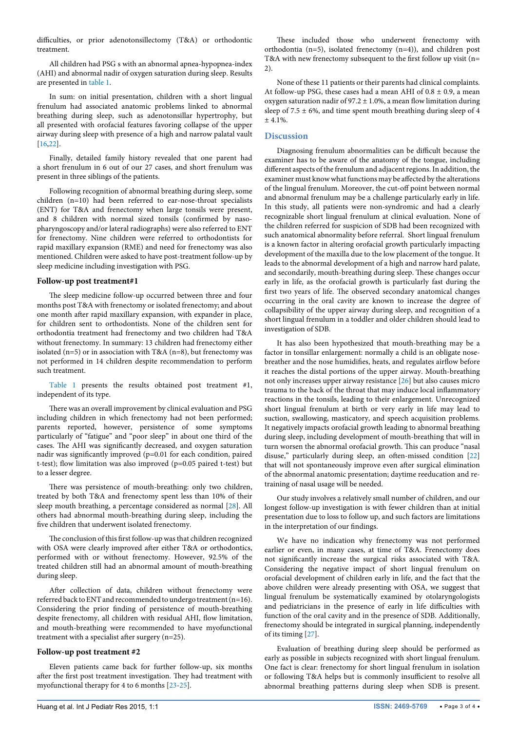difficulties, or prior adenotonsillectomy (T&A) or orthodontic treatment.

All children had PSG s with an abnormal apnea-hypopnea-index (AHI) and abnormal nadir of oxygen saturation during sleep. Results are presented in table 1.

In sum: on initial presentation, children with a short lingual frenulum had associated anatomic problems linked to abnormal breathing during sleep, such as adenotonsillar hypertrophy, but all presented with orofacial features favoring collapse of the upper airway during sleep with presence of a high and narrow palatal vault [16,22].

Finally, detailed family history revealed that one parent had a short frenulum in 6 out of our 27 cases, and short frenulum was present in three siblings of the patients.

Following recognition of abnormal breathing during sleep, some children (n=10) had been referred to ear-nose-throat specialists (ENT) for T&A and frenectomy when large tonsils were present, and 8 children with normal sized tonsils (confirmed by naso-pharyngoscopy and/or lateral radiographs) were also referred to ENT for frenectomy. Nine children were referred to orthodontists for rapid maxillary expansion (RME) and need for frenectomy was also mentioned. Children were asked to have post-treatment follow-up by sleep medicine including investigation with PSG.

### Follow-up post treatment#1

The sleep medicine follow-up occurred between three and four months post T&A with frenectomy or isolated frenectomy; and about one month after rapid maxillary expansion, with expander in place, for children sent to orthodontists. None of the children sent for orthodontia treatment had frenectomy and two children had T&A without frenectomy. In summary: 13 children had frenectomy either isolated (n=5) or in association with T&A (n=8), but frenectomy was not performed in 14 children despite recommendation to perform such treatment.

Table 1 presents the results obtained post treatment #1, independent of its type.

There was an overall improvement by clinical evaluation and PSG including children in which frenectomy had not been performed; parents reported, however, persistence of some symptoms particularly of "fatigue" and "poor sleep" in about one third of the cases. The AHI was significantly decreased, and oxygen saturation nadir was significantly improved (p=0.01 for each condition, paired t-test); flow limitation was also improved (p=0.05 paired t-test) but to a lesser degree.

There was persistence of mouth-breathing: only two children, treated by both T&A and frenectomy spent less than 10% of their sleep mouth breathing, a percentage considered as normal [28]. All others had abnormal mouth-breathing during sleep, including the five children that underwent isolated frenectomy.

The conclusion of this first follow-up was that children recognized with OSA were clearly improved after either T&A or orthodontics, performed with or without frenectomy. However, 92.5% of the treated children still had an abnormal amount of mouth-breathing during sleep.

After collection of data, children without frenectomy were referred back to ENT and recommended to undergo treatment (n=16). Considering the prior finding of persistence of mouth-breathing despite frenectomy, all children with residual AHI, flow limitation, and mouth-breathing were recommended to have myofunctional treatment with a specialist after surgery (n=25).

### Follow-up post treatment #2

Eleven patients came back for further follow-up, six months after the first post treatment investigation. They had treatment with myofunctional therapy for 4 to 6 months [23-25].

These included those who underwent frenectomy with orthodontia (n=5), isolated frenectomy (n=4)), and children post T&A with new frenectomy subsequent to the first follow up visit (n= 2).

None of these 11 patients or their parents had clinical complaints. At follow-up PSG, these cases had a mean AHI of 0.8 ± 0.9, a mean oxygen saturation nadir of 97.2 ± 1.0%, a mean flow limitation during sleep of 7.5 ± 6%, and time spent mouth breathing during sleep of 4 ± 4.1%.

## Discussion

Diagnosing frenulum abnormalities can be difficult because the examiner has to be aware of the anatomy of the tongue, including different aspects of the frenulum and adjacent regions. In addition, the examiner must know what functions may be affected by the alterations of the lingual frenulum. Moreover, the cut-off point between normal and abnormal frenulum may be a challenge particularly early in life. In this study, all patients were non-syndromic and had a clearly recognizable short lingual frenulum at clinical evaluation. None of the children referred for suspicion of SDB had been recognized with such anatomical abnormality before referral. Short lingual frenulum is a known factor in altering orofacial growth particularly impacting development of the maxilla due to the low placement of the tongue. It leads to the abnormal development of a high and narrow hard palate, and secondarily, mouth-breathing during sleep. These changes occur early in life, as the orofacial growth is particularly fast during the first two years of life. The observed secondary anatomical changes occurring in the oral cavity are known to increase the degree of collapsibility of the upper airway during sleep, and recognition of a short lingual frenulum in a toddler and older children should lead to investigation of SDB.

It has also been hypothesized that mouth-breathing may be a factor in tonsillar enlargement: normally a child is an obligate nose-breather and the nose humidifies, heats, and regulates airflow before it reaches the distal portions of the upper airway. Mouth-breathing not only increases upper airway resistance [26] but also causes micro trauma to the back of the throat that may induce local inflammatory reactions in the tonsils, leading to their enlargement. Unrecognized short lingual frenulum at birth or very early in life may lead to suction, swallowing, masticatory, and speech acquisition problems. It negatively impacts orofacial growth leading to abnormal breathing during sleep, including development of mouth-breathing that will in turn worsen the abnormal orofacial growth. This can produce "nasal disuse," particularly during sleep, an often-missed condition [22] that will not spontaneously improve even after surgical elimination of the abnormal anatomic presentation; daytime reeducation and re-training of nasal usage will be needed.

Our study involves a relatively small number of children, and our longest follow-up investigation is with fewer children than at initial presentation due to loss to follow up, and such factors are limitations in the interpretation of our findings.

We have no indication why frenectomy was not performed earlier or even, in many cases, at time of T&A. Frenectomy does not significantly increase the surgical risks associated with T&A. Considering the negative impact of short lingual frenulum on orofacial development of children early in life, and the fact that the above children were already presenting with OSA, we suggest that lingual frenulum be systematically examined by otolaryngologists and pediatricians in the presence of early in life difficulties with function of the oral cavity and in the presence of SDB. Additionally, frenectomy should be integrated in surgical planning, independently of its timing [27].

Evaluation of breathing during sleep should be performed as early as possible in subjects recognized with short lingual frenulum. One fact is clear: frenectomy for short lingual frenulum in isolation or following T&A helps but is commonly insufficient to resolve all abnormal breathing patterns during sleep when SDB is present.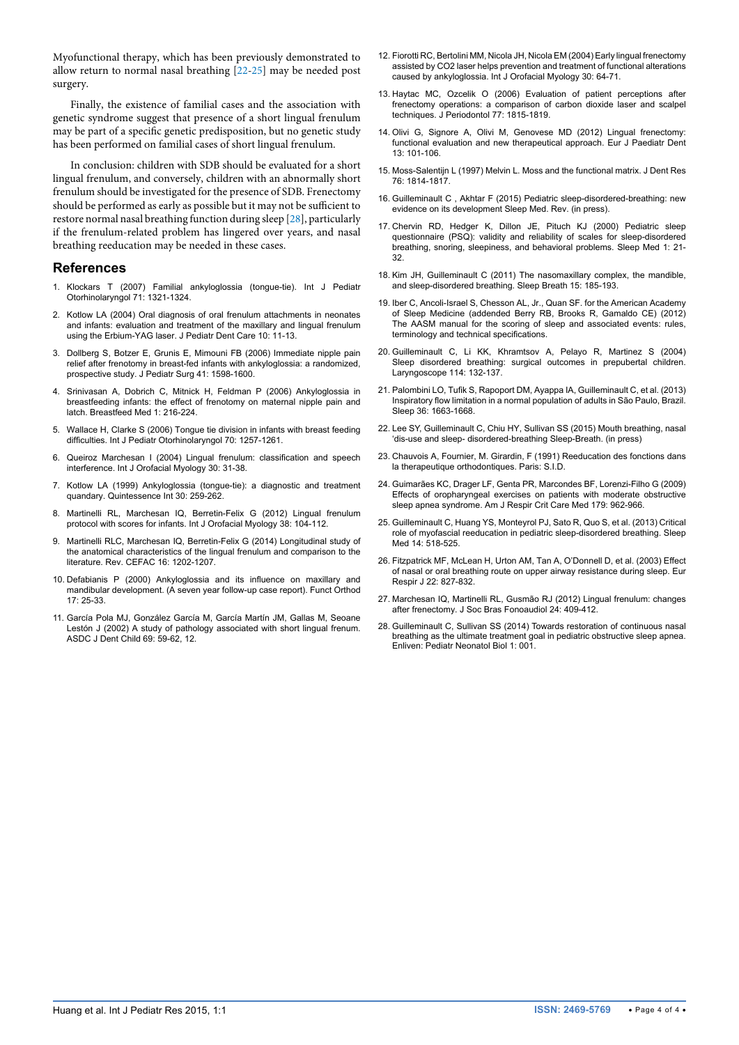Myofunctional therapy, which has been previously demonstrated to allow return to normal nasal breathing [22-25] may be needed post surgery.

Finally, the existence of familial cases and the association with genetic syndrome suggest that presence of a short lingual frenulum may be part of a specific genetic predisposition, but no genetic study has been performed on familial cases of short lingual frenulum.

In conclusion: children with SDB should be evaluated for a short lingual frenulum, and conversely, children with an abnormally short frenulum should be investigated for the presence of SDB. Frenectomy should be performed as early as possible but it may not be sufficient to restore normal nasal breathing function during sleep [28], particularly if the frenulum-related problem has lingered over years, and nasal breathing reeducation may be needed in these cases.

## References

1. Klockars T (2007) Familial ankyloglossia (tongue-tie). Int J Pediatr Otorhinolaryngol 71: 1321-1324.
2. Kotlow LA (2004) Oral diagnosis of oral frenulum attachments in neonates and infants: evaluation and treatment of the maxillary and lingual frenulum using the Erbium-YAG laser. J Pediatr Dent Care 10: 11-13.
3. Dollberg S, Botzer E, Grunis E, Mimouni FB (2006) Immediate nipple pain relief after frenotomy in breast-fed infants with ankyloglossia: a randomized, prospective study. J Pediatr Surg 41: 1598-1600.
4. Srinivasan A, Dobrich C, Mitnick H, Feldman P (2006) Ankyloglossia in breastfeeding infants: the effect of frenotomy on maternal nipple pain and latch. Breastfeed Med 1: 216-224.
5. Wallace H, Clarke S (2006) Tongue tie division in infants with breast feeding difficulties. Int J Pediatr Otorhinolaryngol 70: 1257-1261.
6. Queiroz Marchesan I (2004) Lingual frenulum: classification and speech interference. Int J Orofacial Myology 30: 31-38.
7. Kotlow LA (1999) Ankyloglossia (tongue-tie): a diagnostic and treatment quandary. Quintessence Int 30: 259-262.
8. Martinelli RL, Marchesan IQ, Berretin-Felix G (2012) Lingual frenulum protocol with scores for infants. Int J Orofacial Myology 38: 104-112.
9. Martinelli RLC, Marchesan IQ, Berretin-Felix G (2014) Longitudinal study of the anatomical characteristics of the lingual frenulum and comparison to the literature. Rev. CEFAC 16: 1202-1207.
10. Defabianis P (2000) Ankyloglossia and its influence on maxillary and mandibular development. (A seven year follow-up case report). Funct Orthod 17: 25-33.
11. García Pola MJ, González García M, García Martín JM, Gallas M, Seoane Lestón J (2002) A study of pathology associated with short lingual frenum. ASDC J Dent Child 69: 59-62, 12.
12. Fiorotti RC, Bertolini MM, Nicola JH, Nicola EM (2004) Early lingual frenectomy assisted by CO2 laser helps prevention and treatment of functional alterations caused by ankyloglossia. Int J Orofacial Myology 30: 64-71.
13. Haytac MC, Ozcelik O (2006) Evaluation of patient perceptions after frenectomy operations: a comparison of carbon dioxide laser and scalpel techniques. J Periodontol 77: 1815-1819.
14. Olivi G, Signore A, Olivi M, Genovese MD (2012) Lingual frenectomy: functional evaluation and new therapeutical approach. Eur J Paediatr Dent 13: 101-106.
15. Moss-Salentijn L (1997) Melvin L. Moss and the functional matrix. J Dent Res 76: 1814-1817.
16. Guilleminault C , Akhtar F (2015) Pediatric sleep-disordered-breathing: new evidence on its development Sleep Med. Rev. (in press).
17. Chervin RD, Hedger K, Dillon JE, Pituch KJ (2000) Pediatric sleep questionnaire (PSQ): validity and reliability of scales for sleep-disordered breathing, snoring, sleepiness, and behavioral problems. Sleep Med 1: 21-32.
18. Kim JH, Guilleminault C (2011) The nasomaxillary complex, the mandible, and sleep-disordered breathing. Sleep Breath 15: 185-193.
19. Iber C, Ancoli-Israel S, Chesson AL, Jr., Quan SF. for the American Academy of Sleep Medicine (addended Berry RB, Brooks R, Gamaldo CE) (2012) The AASM manual for the scoring of sleep and associated events: rules, terminology and technical specifications.
20. Guilleminault C, Li KK, Khramtsov A, Pelayo R, Martinez S (2004) Sleep disordered breathing: surgical outcomes in prepubertal children. Laryngoscope 114: 132-137.
21. Palombini LO, Tufik S, Rapoport DM, Ayappa IA, Guilleminault C, et al. (2013) Inspiratory flow limitation in a normal population of adults in São Paulo, Brazil. Sleep 36: 1663-1668.
22. Lee SY, Guilleminault C, Chiu HY, Sullivan SS (2015) Mouth breathing, nasal 'dis-use and sleep- disordered-breathing Sleep-Breath. (in press)
23. Chauvois A, Fournier, M. Girardin, F (1991) Reeducation des fonctions dans la therapeutique orthodontiques. Paris: S.I.D.
24. Guimarães KC, Drager LF, Genta PR, Marcondes BF, Lorenzi-Filho G (2009) Effects of oropharyngeal exercises on patients with moderate obstructive sleep apnea syndrome. Am J Respir Crit Care Med 179: 962-966.
25. Guilleminault C, Huang YS, Monteyrol PJ, Sato R, Quo S, et al. (2013) Critical role of myofascial reeducation in pediatric sleep-disordered breathing. Sleep Med 14: 518-525.
26. Fitzpatrick MF, McLean H, Urton AM, Tan A, O'Donnell D, et al. (2003) Effect of nasal or oral breathing route on upper airway resistance during sleep. Eur Respir J 22: 827-832.
27. Marchesan IQ, Martinelli RL, Gusmão RJ (2012) Lingual frenulum: changes after frenectomy. J Soc Bras Fonoaudiol 24: 409-412.
28. Guilleminault C, Sullivan SS (2014) Towards restoration of continuous nasal breathing as the ultimate treatment goal in pediatric obstructive sleep apnea. Enliven: Pediatr Neonatol Biol 1: 001.